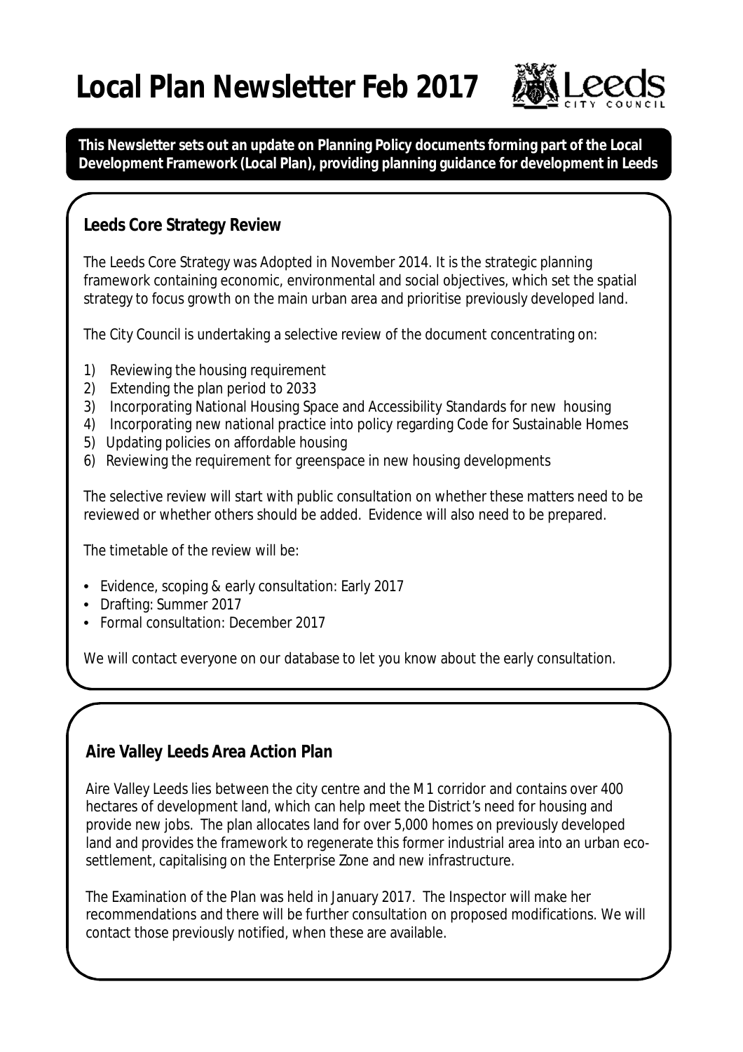# Local Plan Newsletter Feb 2017

**This Newsletter sets out an update on Planning Policy documents forming part of the Local Development Framework (Local Plan), providing planning guidance for development in Leeds**

## Leeds Core Strategy Review

The Leeds Core Strategy was Adopted in November 2014. It is the strategic planning framework containing economic, environmental and social objectives, which set the spatial strategy to focus growth on the main urban area and prioritise previously developed land.

The City Council is undertaking a selective review of the document concentrating on:

1) Reviewing the housing requirement
2) Extending the plan period to 2033
3) Incorporating National Housing Space and Accessibility Standards for new housing
4) Incorporating new national practice into policy regarding Code for Sustainable Homes
5) Updating policies on affordable housing
6) Reviewing the requirement for greenspace in new housing developments

The selective review will start with public consultation on whether these matters need to be reviewed or whether others should be added. Evidence will also need to be prepared.

The timetable of the review will be:

- Evidence, scoping & early consultation: Early 2017
- Drafting: Summer 2017
- Formal consultation: December 2017

We will contact everyone on our database to let you know about the early consultation.

## Aire Valley Leeds Area Action Plan

Aire Valley Leeds lies between the city centre and the M1 corridor and contains over 400 hectares of development land, which can help meet the District's need for housing and provide new jobs. The plan allocates land for over 5,000 homes on previously developed land and provides the framework to regenerate this former industrial area into an urban eco-settlement, capitalising on the Enterprise Zone and new infrastructure.

The Examination of the Plan was held in January 2017. The Inspector will make her recommendations and there will be further consultation on proposed modifications. We will contact those previously notified, when these are available.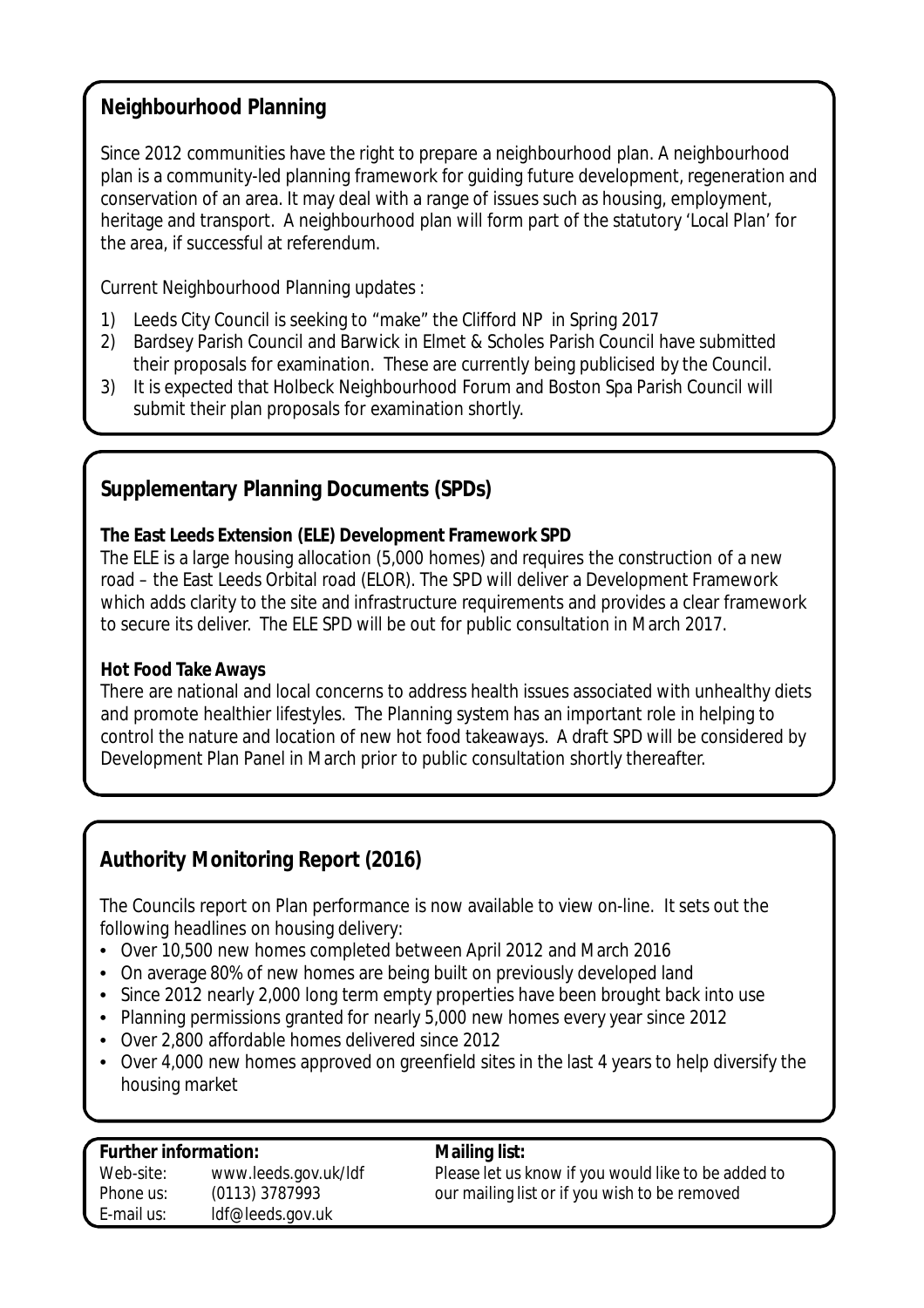## Neighbourhood Planning

Since 2012 communities have the right to prepare a neighbourhood plan. A neighbourhood plan is a community-led planning framework for guiding future development, regeneration and conservation of an area. It may deal with a range of issues such as housing, employment, heritage and transport. A neighbourhood plan will form part of the statutory 'Local Plan' for the area, if successful at referendum.

Current Neighbourhood Planning updates :

1) Leeds City Council is seeking to "make" the Clifford NP in Spring 2017
2) Bardsey Parish Council and Barwick in Elmet & Scholes Parish Council have submitted their proposals for examination. These are currently being publicised by the Council.
3) It is expected that Holbeck Neighbourhood Forum and Boston Spa Parish Council will submit their plan proposals for examination shortly.

## Supplementary Planning Documents (SPDs)

**The East Leeds Extension (ELE) Development Framework SPD**

The ELE is a large housing allocation (5,000 homes) and requires the construction of a new road – the East Leeds Orbital road (ELOR). The SPD will deliver a Development Framework which adds clarity to the site and infrastructure requirements and provides a clear framework to secure its deliver. The ELE SPD will be out for public consultation in March 2017.

**Hot Food Take Aways**

There are national and local concerns to address health issues associated with unhealthy diets and promote healthier lifestyles. The Planning system has an important role in helping to control the nature and location of new hot food takeaways. A draft SPD will be considered by Development Plan Panel in March prior to public consultation shortly thereafter.

## Authority Monitoring Report (2016)

The Councils report on Plan performance is now available to view on-line. It sets out the following headlines on housing delivery:

- Over 10,500 new homes completed between April 2012 and March 2016
- On average 80% of new homes are being built on previously developed land
- Since 2012 nearly 2,000 long term empty properties have been brought back into use
- Planning permissions granted for nearly 5,000 new homes every year since 2012
- Over 2,800 affordable homes delivered since 2012
- Over 4,000 new homes approved on greenfield sites in the last 4 years to help diversify the housing market

**Further information:**

Web-site: www.leeds.gov.uk/ldf
Phone us: (0113) 3787993
E-mail us: ldf@leeds.gov.uk

**Mailing list:**

Please let us know if you would like to be added to our mailing list or if you wish to be removed